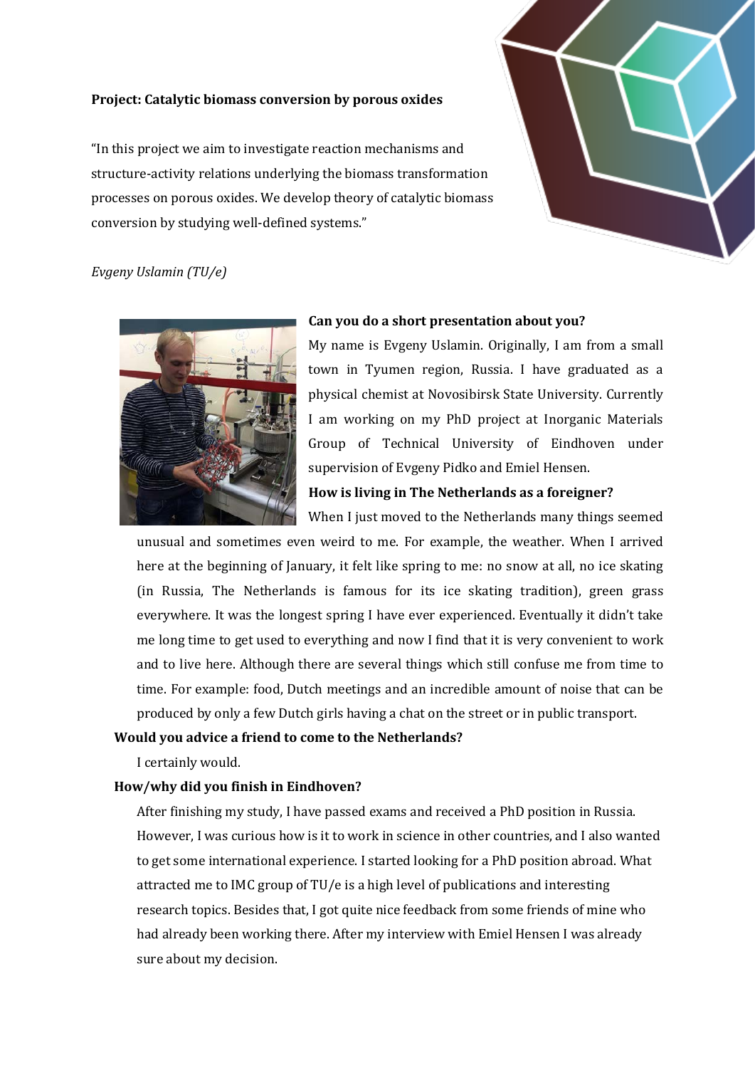**Project: Catalytic biomass conversion by porous oxides**

"In this project we aim to investigate reaction mechanisms and structure-activity relations underlying the biomass transformation processes on porous oxides. We develop theory of catalytic biomass conversion by studying well-defined systems."

*Evgeny Uslamin (TU/e)*

**Can you do a short presentation about you?**

My name is Evgeny Uslamin. Originally, I am from a small town in Tyumen region, Russia. I have graduated as a physical chemist at Novosibirsk State University. Currently I am working on my PhD project at Inorganic Materials Group of Technical University of Eindhoven under supervision of Evgeny Pidko and Emiel Hensen.

**How is living in The Netherlands as a foreigner?**

When I just moved to the Netherlands many things seemed unusual and sometimes even weird to me. For example, the weather. When I arrived here at the beginning of January, it felt like spring to me: no snow at all, no ice skating (in Russia, The Netherlands is famous for its ice skating tradition), green grass everywhere. It was the longest spring I have ever experienced. Eventually it didn't take me long time to get used to everything and now I find that it is very convenient to work and to live here. Although there are several things which still confuse me from time to time. For example: food, Dutch meetings and an incredible amount of noise that can be produced by only a few Dutch girls having a chat on the street or in public transport.

**Would you advice a friend to come to the Netherlands?**

I certainly would.

**How/why did you finish in Eindhoven?**

After finishing my study, I have passed exams and received a PhD position in Russia. However, I was curious how is it to work in science in other countries, and I also wanted to get some international experience. I started looking for a PhD position abroad. What attracted me to IMC group of TU/e is a high level of publications and interesting research topics. Besides that, I got quite nice feedback from some friends of mine who had already been working there. After my interview with Emiel Hensen I was already sure about my decision.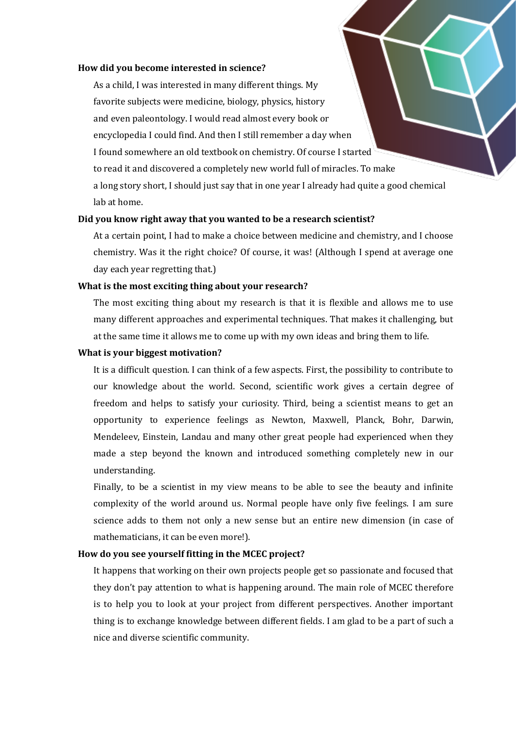**How did you become interested in science?**

As a child, I was interested in many different things. My favorite subjects were medicine, biology, physics, history and even paleontology. I would read almost every book or encyclopedia I could find. And then I still remember a day when I found somewhere an old textbook on chemistry. Of course I started to read it and discovered a completely new world full of miracles. To make a long story short, I should just say that in one year I already had quite a good chemical lab at home.

**Did you know right away that you wanted to be a research scientist?**

At a certain point, I had to make a choice between medicine and chemistry, and I choose chemistry. Was it the right choice? Of course, it was! (Although I spend at average one day each year regretting that.)

**What is the most exciting thing about your research?**

The most exciting thing about my research is that it is flexible and allows me to use many different approaches and experimental techniques. That makes it challenging, but at the same time it allows me to come up with my own ideas and bring them to life.

**What is your biggest motivation?**

It is a difficult question. I can think of a few aspects. First, the possibility to contribute to our knowledge about the world. Second, scientific work gives a certain degree of freedom and helps to satisfy your curiosity. Third, being a scientist means to get an opportunity to experience feelings as Newton, Maxwell, Planck, Bohr, Darwin, Mendeleev, Einstein, Landau and many other great people had experienced when they made a step beyond the known and introduced something completely new in our understanding.

Finally, to be a scientist in my view means to be able to see the beauty and infinite complexity of the world around us. Normal people have only five feelings. I am sure science adds to them not only a new sense but an entire new dimension (in case of mathematicians, it can be even more!).

**How do you see yourself fitting in the MCEC project?**

It happens that working on their own projects people get so passionate and focused that they don't pay attention to what is happening around. The main role of MCEC therefore is to help you to look at your project from different perspectives. Another important thing is to exchange knowledge between different fields. I am glad to be a part of such a nice and diverse scientific community.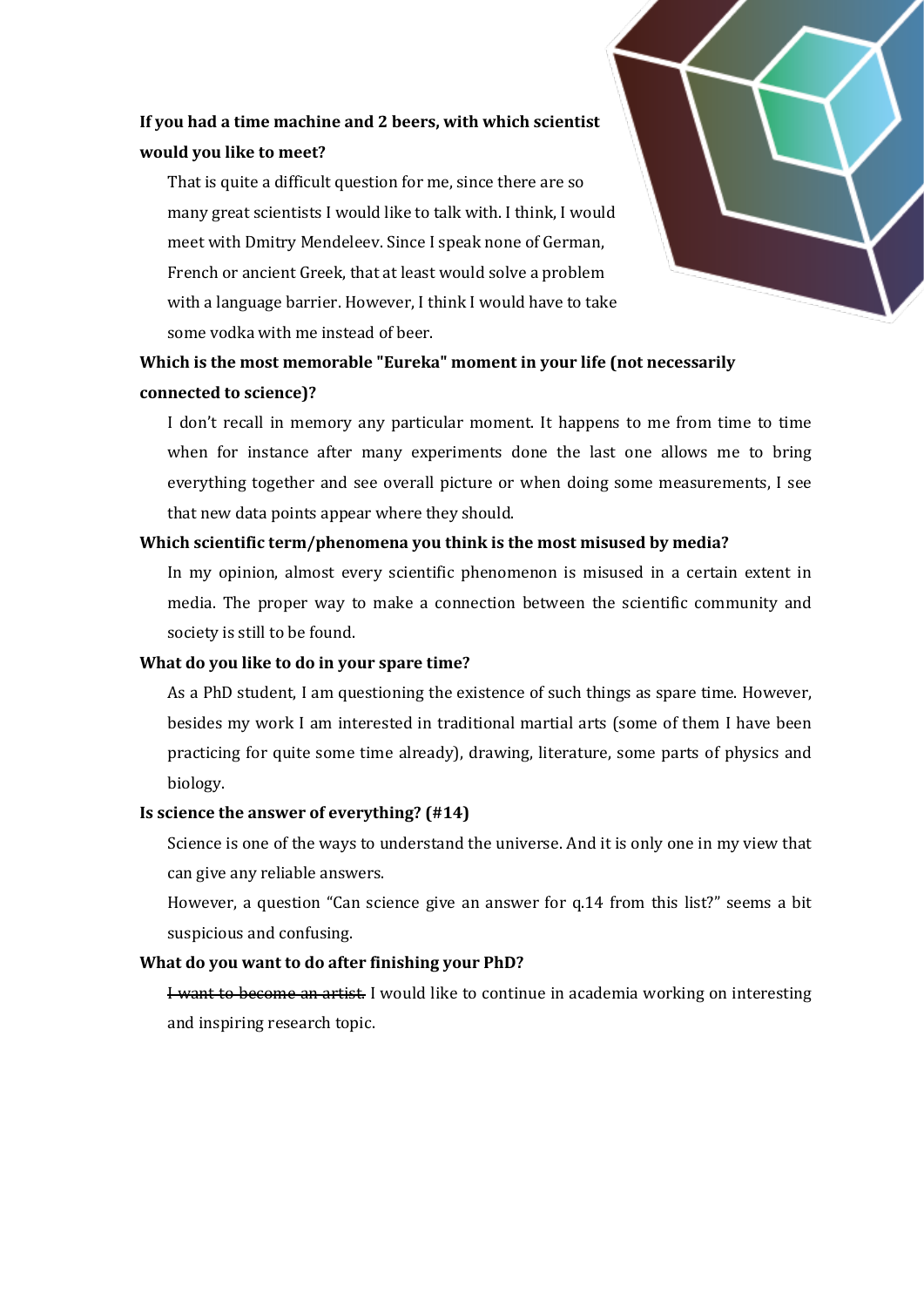**If you had a time machine and 2 beers, with which scientist would you like to meet?**

That is quite a difficult question for me, since there are so many great scientists I would like to talk with. I think, I would meet with Dmitry Mendeleev. Since I speak none of German, French or ancient Greek, that at least would solve a problem with a language barrier. However, I think I would have to take some vodka with me instead of beer.

**Which is the most memorable "Eureka" moment in your life (not necessarily connected to science)?**

I don't recall in memory any particular moment. It happens to me from time to time when for instance after many experiments done the last one allows me to bring everything together and see overall picture or when doing some measurements, I see that new data points appear where they should.

**Which scientific term/phenomena you think is the most misused by media?**

In my opinion, almost every scientific phenomenon is misused in a certain extent in media. The proper way to make a connection between the scientific community and society is still to be found.

**What do you like to do in your spare time?**

As a PhD student, I am questioning the existence of such things as spare time. However, besides my work I am interested in traditional martial arts (some of them I have been practicing for quite some time already), drawing, literature, some parts of physics and biology.

**Is science the answer of everything? (#14)**

Science is one of the ways to understand the universe. And it is only one in my view that can give any reliable answers.

However, a question "Can science give an answer for q.14 from this list?" seems a bit suspicious and confusing.

**What do you want to do after finishing your PhD?**

~~I want to become an artist.~~ I would like to continue in academia working on interesting and inspiring research topic.